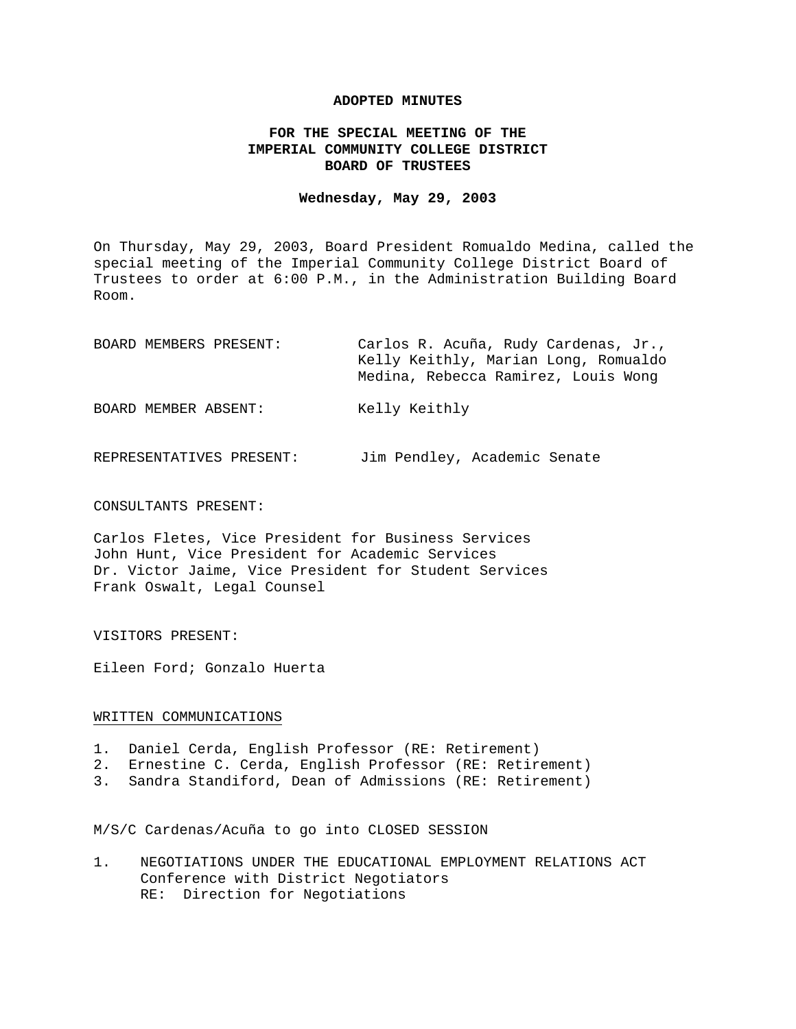**ADOPTED MINUTES**

**FOR THE SPECIAL MEETING OF THE IMPERIAL COMMUNITY COLLEGE DISTRICT BOARD OF TRUSTEES**

**Wednesday, May 29, 2003**

On Thursday, May 29, 2003, Board President Romualdo Medina, called the special meeting of the Imperial Community College District Board of Trustees to order at 6:00 P.M., in the Administration Building Board Room.

BOARD MEMBERS PRESENT: Carlos R. Acuña, Rudy Cardenas, Jr., Kelly Keithly, Marian Long, Romualdo Medina, Rebecca Ramirez, Louis Wong

BOARD MEMBER ABSENT: Kelly Keithly

REPRESENTATIVES PRESENT: Jim Pendley, Academic Senate

CONSULTANTS PRESENT:

Carlos Fletes, Vice President for Business Services
John Hunt, Vice President for Academic Services
Dr. Victor Jaime, Vice President for Student Services
Frank Oswalt, Legal Counsel

VISITORS PRESENT:

Eileen Ford; Gonzalo Huerta

WRITTEN COMMUNICATIONS

1. Daniel Cerda, English Professor (RE: Retirement)
2. Ernestine C. Cerda, English Professor (RE: Retirement)
3. Sandra Standiford, Dean of Admissions (RE: Retirement)

M/S/C Cardenas/Acuña to go into CLOSED SESSION

1. NEGOTIATIONS UNDER THE EDUCATIONAL EMPLOYMENT RELATIONS ACT
   Conference with District Negotiators
   RE: Direction for Negotiations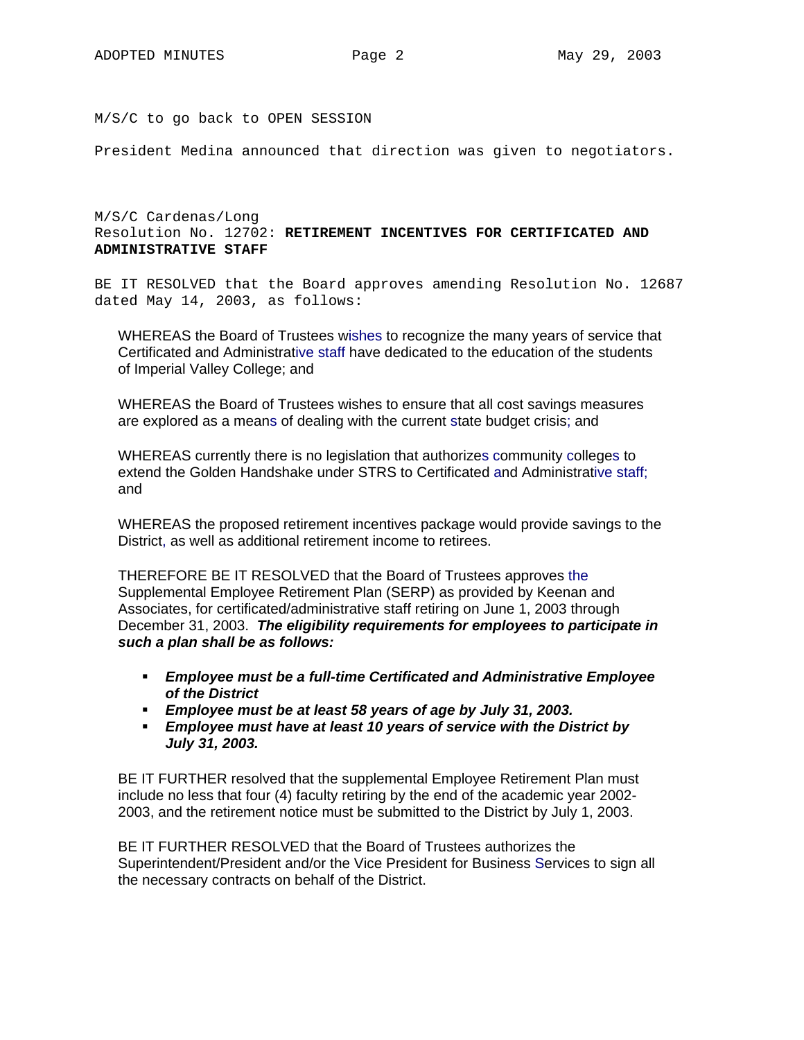M/S/C to go back to OPEN SESSION

President Medina announced that direction was given to negotiators.

M/S/C Cardenas/Long
Resolution No. 12702: **RETIREMENT INCENTIVES FOR CERTIFICATED AND ADMINISTRATIVE STAFF**

BE IT RESOLVED that the Board approves amending Resolution No. 12687 dated May 14, 2003, as follows:

WHEREAS the Board of Trustees wishes to recognize the many years of service that Certificated and Administrative staff have dedicated to the education of the students of Imperial Valley College; and

WHEREAS the Board of Trustees wishes to ensure that all cost savings measures are explored as a means of dealing with the current state budget crisis; and

WHEREAS currently there is no legislation that authorizes community colleges to extend the Golden Handshake under STRS to Certificated and Administrative staff; and

WHEREAS the proposed retirement incentives package would provide savings to the District, as well as additional retirement income to retirees.

THEREFORE BE IT RESOLVED that the Board of Trustees approves the Supplemental Employee Retirement Plan (SERP) as provided by Keenan and Associates, for certificated/administrative staff retiring on June 1, 2003 through December 31, 2003. ***The eligibility requirements for employees to participate in such a plan shall be as follows:***

- ***Employee must be a full-time Certificated and Administrative Employee of the District***
- ***Employee must be at least 58 years of age by July 31, 2003.***
- ***Employee must have at least 10 years of service with the District by July 31, 2003.***

BE IT FURTHER resolved that the supplemental Employee Retirement Plan must include no less that four (4) faculty retiring by the end of the academic year 2002-2003, and the retirement notice must be submitted to the District by July 1, 2003.

BE IT FURTHER RESOLVED that the Board of Trustees authorizes the Superintendent/President and/or the Vice President for Business Services to sign all the necessary contracts on behalf of the District.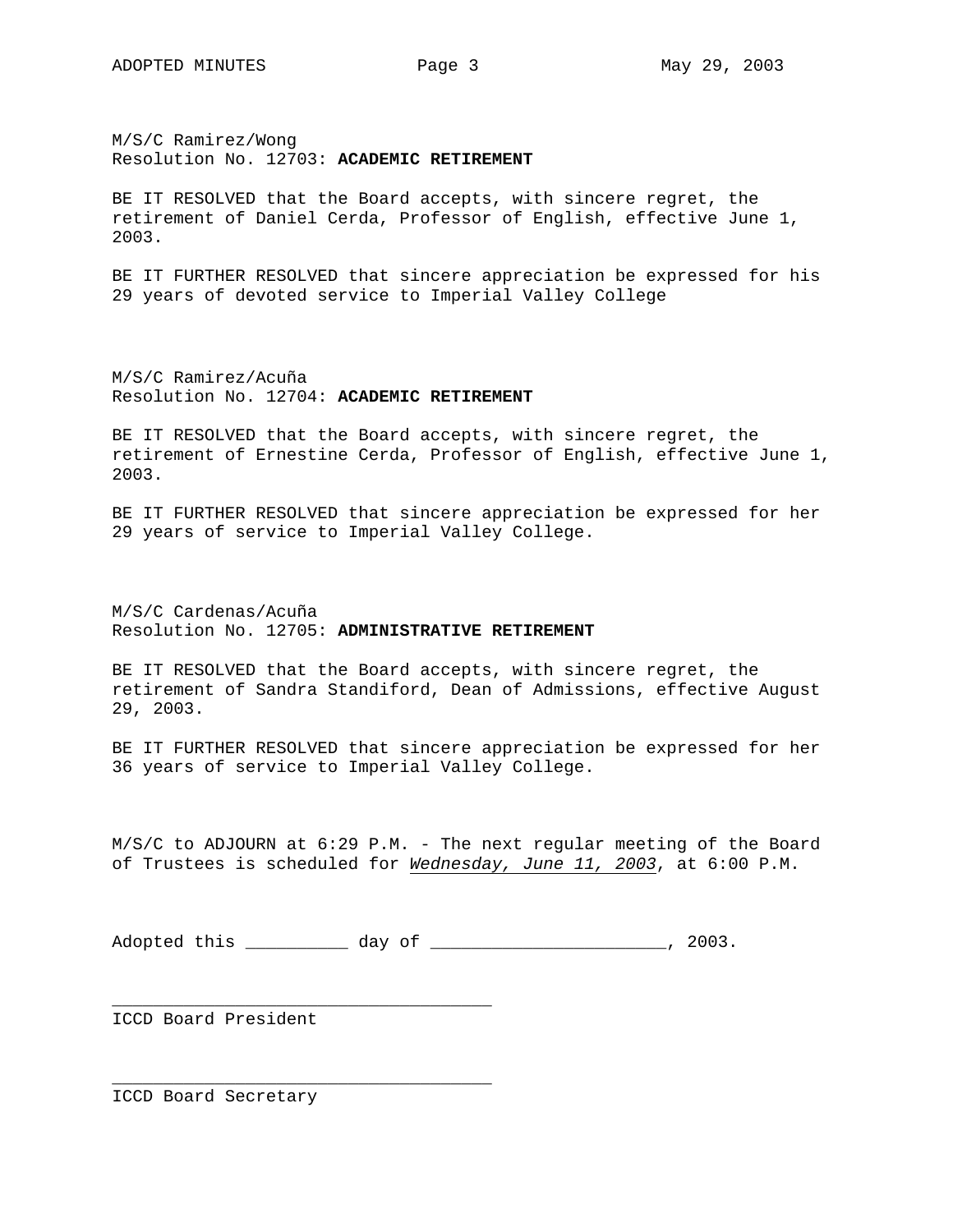M/S/C Ramirez/Wong
Resolution No. 12703: **ACADEMIC RETIREMENT**

BE IT RESOLVED that the Board accepts, with sincere regret, the retirement of Daniel Cerda, Professor of English, effective June 1, 2003.

BE IT FURTHER RESOLVED that sincere appreciation be expressed for his 29 years of devoted service to Imperial Valley College

M/S/C Ramirez/Acuña
Resolution No. 12704: **ACADEMIC RETIREMENT**

BE IT RESOLVED that the Board accepts, with sincere regret, the retirement of Ernestine Cerda, Professor of English, effective June 1, 2003.

BE IT FURTHER RESOLVED that sincere appreciation be expressed for her 29 years of service to Imperial Valley College.

M/S/C Cardenas/Acuña
Resolution No. 12705: **ADMINISTRATIVE RETIREMENT**

BE IT RESOLVED that the Board accepts, with sincere regret, the retirement of Sandra Standiford, Dean of Admissions, effective August 29, 2003.

BE IT FURTHER RESOLVED that sincere appreciation be expressed for her 36 years of service to Imperial Valley College.

M/S/C to ADJOURN at 6:29 P.M. - The next regular meeting of the Board of Trustees is scheduled for *Wednesday, June 11, 2003*, at 6:00 P.M.

Adopted this __________ day of _______________________, 2003.

_____________________________________
ICCD Board President

_____________________________________
ICCD Board Secretary